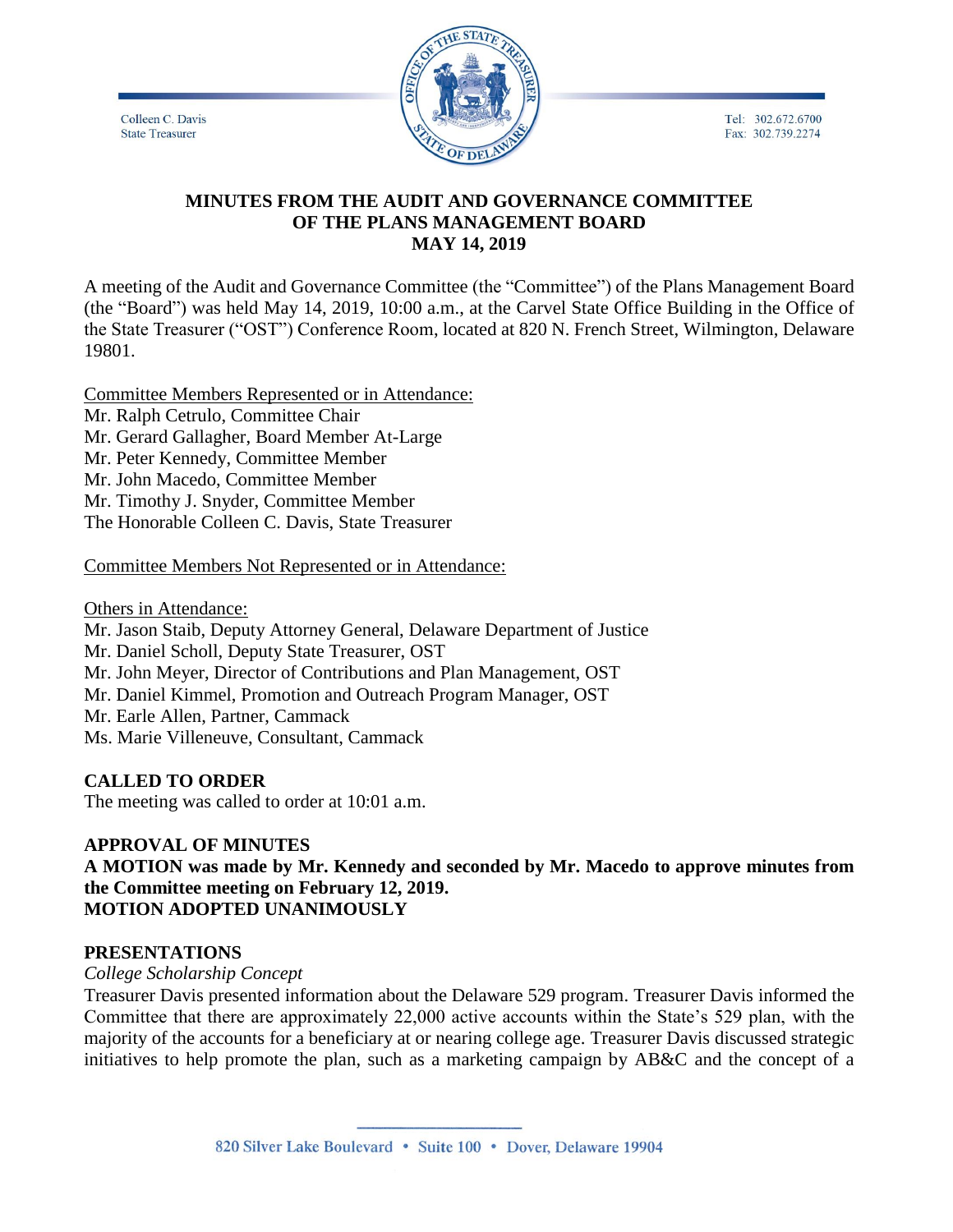Colleen C. Davis
State Treasurer

Tel: 302.672.6700
Fax: 302.739.2274

# MINUTES FROM THE AUDIT AND GOVERNANCE COMMITTEE OF THE PLANS MANAGEMENT BOARD MAY 14, 2019

A meeting of the Audit and Governance Committee (the "Committee") of the Plans Management Board (the "Board") was held May 14, 2019, 10:00 a.m., at the Carvel State Office Building in the Office of the State Treasurer ("OST") Conference Room, located at 820 N. French Street, Wilmington, Delaware 19801.

Committee Members Represented or in Attendance:
Mr. Ralph Cetrulo, Committee Chair
Mr. Gerard Gallagher, Board Member At-Large
Mr. Peter Kennedy, Committee Member
Mr. John Macedo, Committee Member
Mr. Timothy J. Snyder, Committee Member
The Honorable Colleen C. Davis, State Treasurer

Committee Members Not Represented or in Attendance:

Others in Attendance:
Mr. Jason Staib, Deputy Attorney General, Delaware Department of Justice
Mr. Daniel Scholl, Deputy State Treasurer, OST
Mr. John Meyer, Director of Contributions and Plan Management, OST
Mr. Daniel Kimmel, Promotion and Outreach Program Manager, OST
Mr. Earle Allen, Partner, Cammack
Ms. Marie Villeneuve, Consultant, Cammack

## CALLED TO ORDER

The meeting was called to order at 10:01 a.m.

## APPROVAL OF MINUTES

**A MOTION was made by Mr. Kennedy and seconded by Mr. Macedo to approve minutes from the Committee meeting on February 12, 2019.**
**MOTION ADOPTED UNANIMOUSLY**

## PRESENTATIONS

*College Scholarship Concept*

Treasurer Davis presented information about the Delaware 529 program. Treasurer Davis informed the Committee that there are approximately 22,000 active accounts within the State's 529 plan, with the majority of the accounts for a beneficiary at or nearing college age. Treasurer Davis discussed strategic initiatives to help promote the plan, such as a marketing campaign by AB&C and the concept of a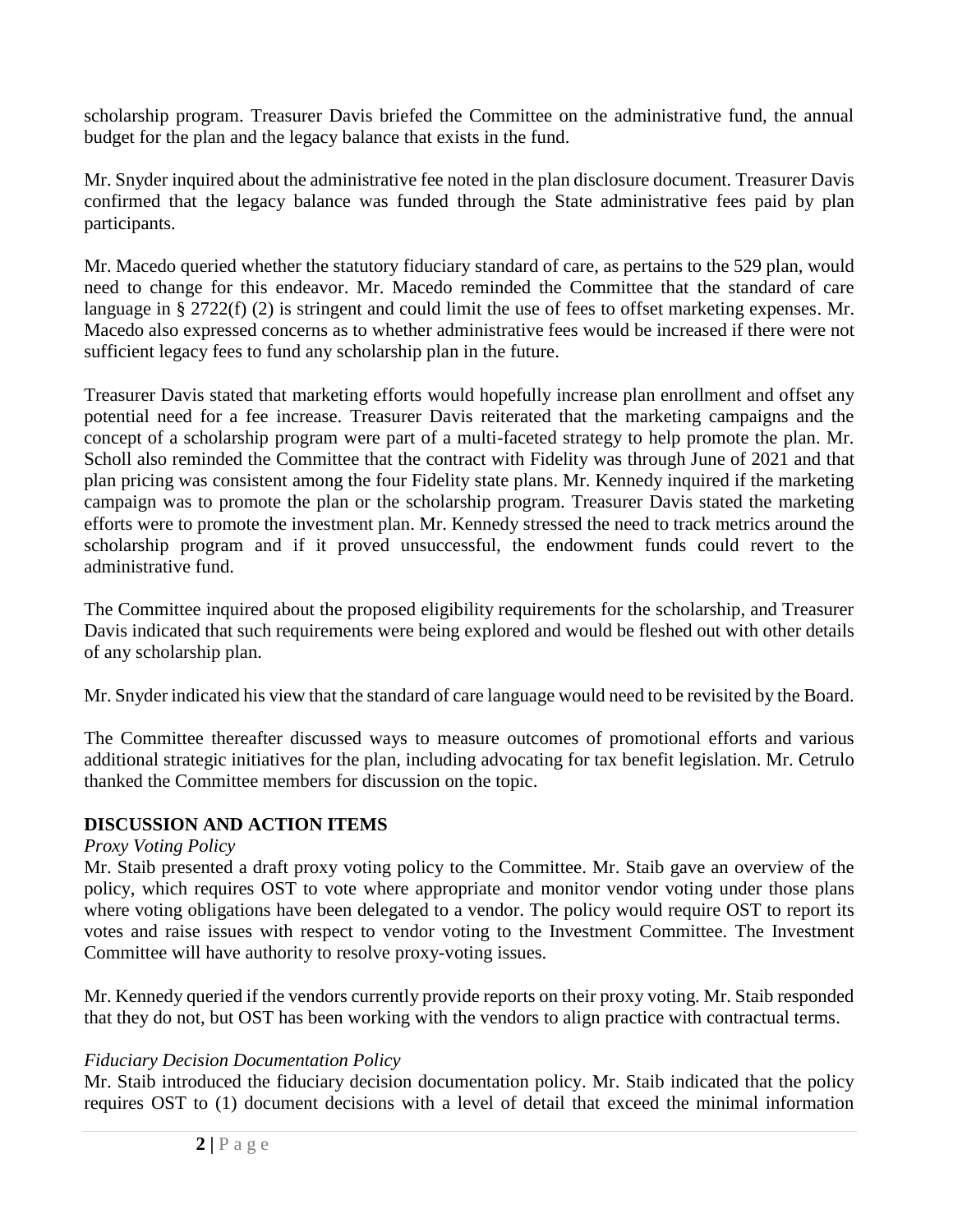scholarship program. Treasurer Davis briefed the Committee on the administrative fund, the annual budget for the plan and the legacy balance that exists in the fund.

Mr. Snyder inquired about the administrative fee noted in the plan disclosure document. Treasurer Davis confirmed that the legacy balance was funded through the State administrative fees paid by plan participants.

Mr. Macedo queried whether the statutory fiduciary standard of care, as pertains to the 529 plan, would need to change for this endeavor. Mr. Macedo reminded the Committee that the standard of care language in § 2722(f) (2) is stringent and could limit the use of fees to offset marketing expenses. Mr. Macedo also expressed concerns as to whether administrative fees would be increased if there were not sufficient legacy fees to fund any scholarship plan in the future.

Treasurer Davis stated that marketing efforts would hopefully increase plan enrollment and offset any potential need for a fee increase. Treasurer Davis reiterated that the marketing campaigns and the concept of a scholarship program were part of a multi-faceted strategy to help promote the plan. Mr. Scholl also reminded the Committee that the contract with Fidelity was through June of 2021 and that plan pricing was consistent among the four Fidelity state plans. Mr. Kennedy inquired if the marketing campaign was to promote the plan or the scholarship program. Treasurer Davis stated the marketing efforts were to promote the investment plan. Mr. Kennedy stressed the need to track metrics around the scholarship program and if it proved unsuccessful, the endowment funds could revert to the administrative fund.

The Committee inquired about the proposed eligibility requirements for the scholarship, and Treasurer Davis indicated that such requirements were being explored and would be fleshed out with other details of any scholarship plan.

Mr. Snyder indicated his view that the standard of care language would need to be revisited by the Board.

The Committee thereafter discussed ways to measure outcomes of promotional efforts and various additional strategic initiatives for the plan, including advocating for tax benefit legislation. Mr. Cetrulo thanked the Committee members for discussion on the topic.

**DISCUSSION AND ACTION ITEMS**

*Proxy Voting Policy*

Mr. Staib presented a draft proxy voting policy to the Committee. Mr. Staib gave an overview of the policy, which requires OST to vote where appropriate and monitor vendor voting under those plans where voting obligations have been delegated to a vendor. The policy would require OST to report its votes and raise issues with respect to vendor voting to the Investment Committee. The Investment Committee will have authority to resolve proxy-voting issues.

Mr. Kennedy queried if the vendors currently provide reports on their proxy voting. Mr. Staib responded that they do not, but OST has been working with the vendors to align practice with contractual terms.

*Fiduciary Decision Documentation Policy*

Mr. Staib introduced the fiduciary decision documentation policy. Mr. Staib indicated that the policy requires OST to (1) document decisions with a level of detail that exceed the minimal information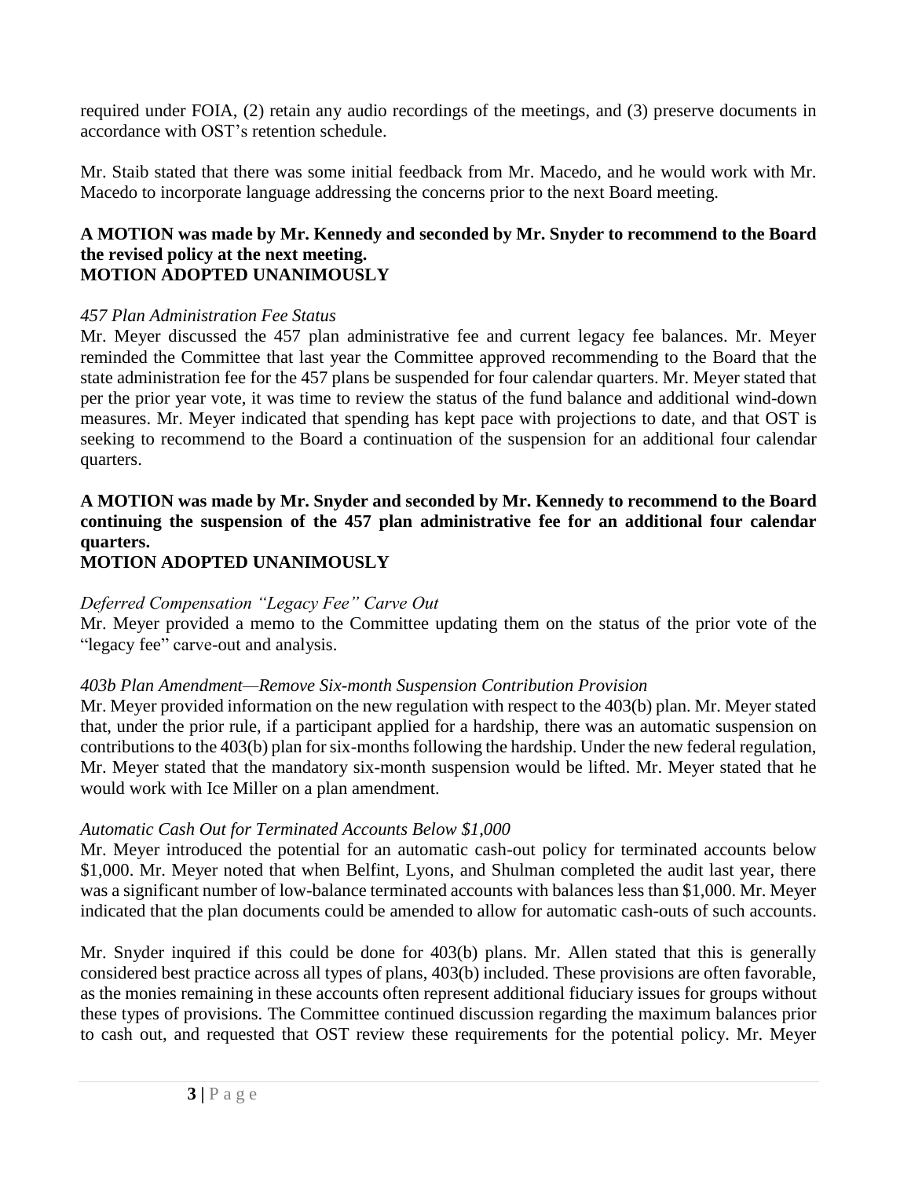required under FOIA, (2) retain any audio recordings of the meetings, and (3) preserve documents in accordance with OST's retention schedule.

Mr. Staib stated that there was some initial feedback from Mr. Macedo, and he would work with Mr. Macedo to incorporate language addressing the concerns prior to the next Board meeting.

**A MOTION was made by Mr. Kennedy and seconded by Mr. Snyder to recommend to the Board the revised policy at the next meeting.**
**MOTION ADOPTED UNANIMOUSLY**

*457 Plan Administration Fee Status*

Mr. Meyer discussed the 457 plan administrative fee and current legacy fee balances. Mr. Meyer reminded the Committee that last year the Committee approved recommending to the Board that the state administration fee for the 457 plans be suspended for four calendar quarters. Mr. Meyer stated that per the prior year vote, it was time to review the status of the fund balance and additional wind-down measures. Mr. Meyer indicated that spending has kept pace with projections to date, and that OST is seeking to recommend to the Board a continuation of the suspension for an additional four calendar quarters.

**A MOTION was made by Mr. Snyder and seconded by Mr. Kennedy to recommend to the Board continuing the suspension of the 457 plan administrative fee for an additional four calendar quarters.**
**MOTION ADOPTED UNANIMOUSLY**

*Deferred Compensation "Legacy Fee" Carve Out*

Mr. Meyer provided a memo to the Committee updating them on the status of the prior vote of the "legacy fee" carve-out and analysis.

*403b Plan Amendment—Remove Six-month Suspension Contribution Provision*

Mr. Meyer provided information on the new regulation with respect to the 403(b) plan. Mr. Meyer stated that, under the prior rule, if a participant applied for a hardship, there was an automatic suspension on contributions to the 403(b) plan for six-months following the hardship. Under the new federal regulation, Mr. Meyer stated that the mandatory six-month suspension would be lifted. Mr. Meyer stated that he would work with Ice Miller on a plan amendment.

*Automatic Cash Out for Terminated Accounts Below $1,000*

Mr. Meyer introduced the potential for an automatic cash-out policy for terminated accounts below $1,000. Mr. Meyer noted that when Belfint, Lyons, and Shulman completed the audit last year, there was a significant number of low-balance terminated accounts with balances less than $1,000. Mr. Meyer indicated that the plan documents could be amended to allow for automatic cash-outs of such accounts.

Mr. Snyder inquired if this could be done for 403(b) plans. Mr. Allen stated that this is generally considered best practice across all types of plans, 403(b) included. These provisions are often favorable, as the monies remaining in these accounts often represent additional fiduciary issues for groups without these types of provisions. The Committee continued discussion regarding the maximum balances prior to cash out, and requested that OST review these requirements for the potential policy. Mr. Meyer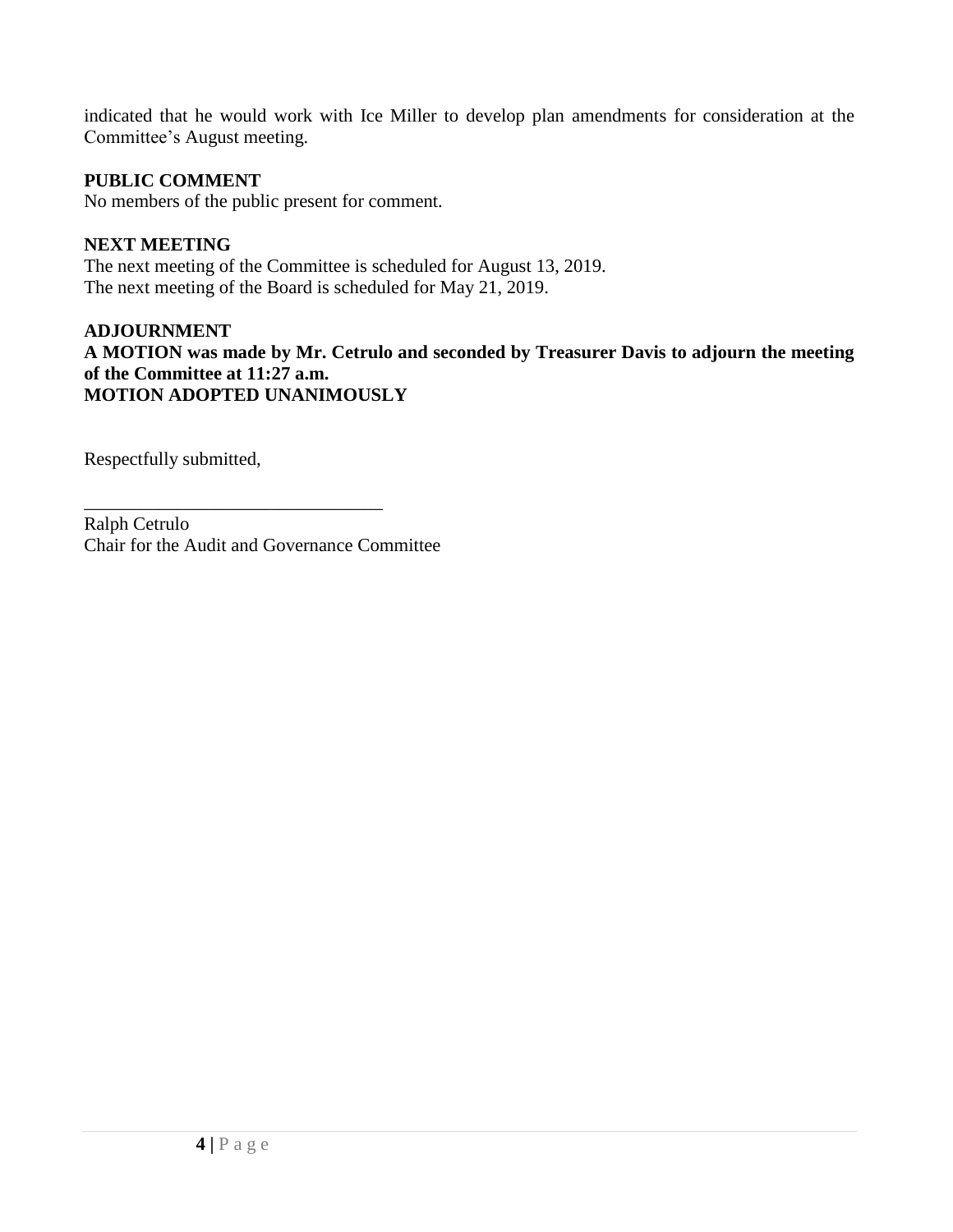indicated that he would work with Ice Miller to develop plan amendments for consideration at the Committee's August meeting.

**PUBLIC COMMENT**

No members of the public present for comment.

**NEXT MEETING**

The next meeting of the Committee is scheduled for August 13, 2019.
The next meeting of the Board is scheduled for May 21, 2019.

**ADJOURNMENT**

**A MOTION was made by Mr. Cetrulo and seconded by Treasurer Davis to adjourn the meeting of the Committee at 11:27 a.m.**
**MOTION ADOPTED UNANIMOUSLY**

Respectfully submitted,

_________________________________
Ralph Cetrulo
Chair for the Audit and Governance Committee